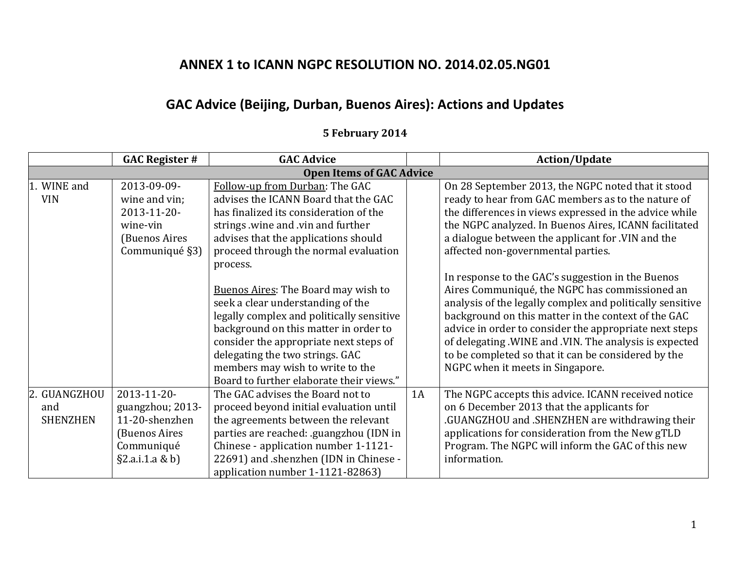# ANNEX 1 to ICANN NGPC RESOLUTION NO. 2014.02.05.NG01

## GAC Advice (Beijing, Durban, Buenos Aires): Actions and Updates

**5 February 2014**

| | GAC Register # | GAC Advice | | Action/Update |
|---|---|---|---|---|
| **Open Items of GAC Advice** | | | | |
| 1. WINE and VIN | 2013-09-09-wine and vin; 2013-11-20-wine-vin (Buenos Aires Communiqué §3) | Follow-up from Durban: The GAC advises the ICANN Board that the GAC has finalized its consideration of the strings .wine and .vin and further advises that the applications should proceed through the normal evaluation process.<br><br>Buenos Aires: The Board may wish to seek a clear understanding of the legally complex and politically sensitive background on this matter in order to consider the appropriate next steps of delegating the two strings. GAC members may wish to write to the Board to further elaborate their views." | | On 28 September 2013, the NGPC noted that it stood ready to hear from GAC members as to the nature of the differences in views expressed in the advice while the NGPC analyzed. In Buenos Aires, ICANN facilitated a dialogue between the applicant for .VIN and the affected non-governmental parties.<br><br>In response to the GAC's suggestion in the Buenos Aires Communiqué, the NGPC has commissioned an analysis of the legally complex and politically sensitive background on this matter in the context of the GAC advice in order to consider the appropriate next steps of delegating .WINE and .VIN. The analysis is expected to be completed so that it can be considered by the NGPC when it meets in Singapore. |
| 2. GUANGZHOU and SHENZHEN | 2013-11-20-guangzhou; 2013-11-20-shenzhen (Buenos Aires Communiqué §2.a.i.1.a & b) | The GAC advises the Board not to proceed beyond initial evaluation until the agreements between the relevant parties are reached: .guangzhou (IDN in Chinese - application number 1-1121-22691) and .shenzhen (IDN in Chinese - application number 1-1121-82863) | 1A | The NGPC accepts this advice. ICANN received notice on 6 December 2013 that the applicants for .GUANGZHOU and .SHENZHEN are withdrawing their applications for consideration from the New gTLD Program. The NGPC will inform the GAC of this new information. |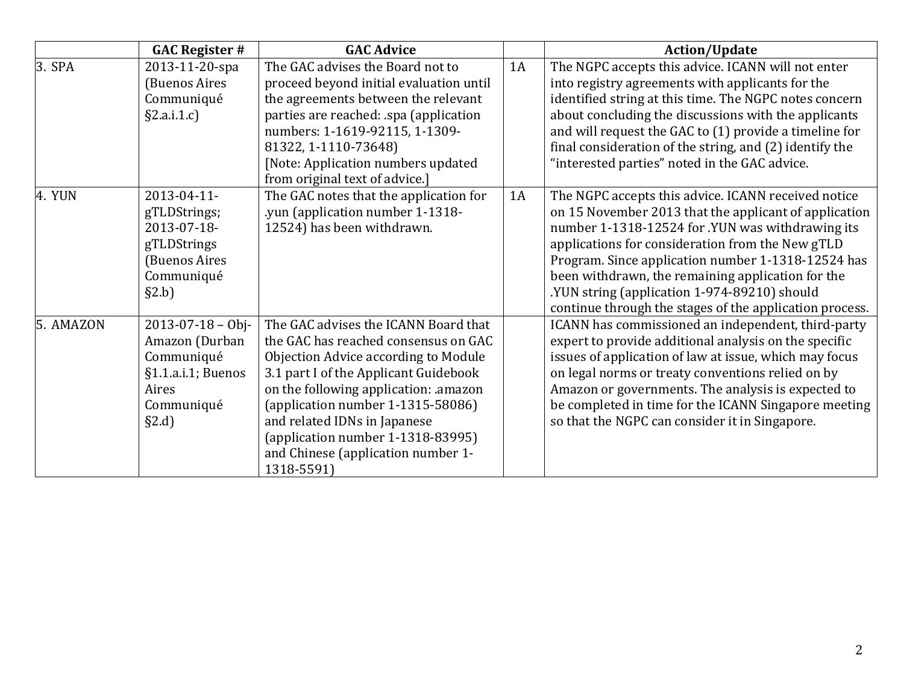| | GAC Register # | GAC Advice | | Action/Update |
|---|---|---|---|---|
| 3. SPA | 2013-11-20-spa (Buenos Aires Communiqué §2.a.i.1.c) | The GAC advises the Board not to proceed beyond initial evaluation until the agreements between the relevant parties are reached: .spa (application numbers: 1-1619-92115, 1-1309-81322, 1-1110-73648) [Note: Application numbers updated from original text of advice.] | 1A | The NGPC accepts this advice. ICANN will not enter into registry agreements with applicants for the identified string at this time. The NGPC notes concern about concluding the discussions with the applicants and will request the GAC to (1) provide a timeline for final consideration of the string, and (2) identify the "interested parties" noted in the GAC advice. |
| 4. YUN | 2013-04-11-gTLDStrings; 2013-07-18-gTLDStrings (Buenos Aires Communiqué §2.b) | The GAC notes that the application for .yun (application number 1-1318-12524) has been withdrawn. | 1A | The NGPC accepts this advice. ICANN received notice on 15 November 2013 that the applicant of application number 1-1318-12524 for .YUN was withdrawing its applications for consideration from the New gTLD Program. Since application number 1-1318-12524 has been withdrawn, the remaining application for the .YUN string (application 1-974-89210) should continue through the stages of the application process. |
| 5. AMAZON | 2013-07-18 – Obj-Amazon (Durban Communiqué §1.1.a.i.1; Buenos Aires Communiqué §2.d) | The GAC advises the ICANN Board that the GAC has reached consensus on GAC Objection Advice according to Module 3.1 part I of the Applicant Guidebook on the following application: .amazon (application number 1-1315-58086) and related IDNs in Japanese (application number 1-1318-83995) and Chinese (application number 1-1318-5591) | | ICANN has commissioned an independent, third-party expert to provide additional analysis on the specific issues of application of law at issue, which may focus on legal norms or treaty conventions relied on by Amazon or governments. The analysis is expected to be completed in time for the ICANN Singapore meeting so that the NGPC can consider it in Singapore. |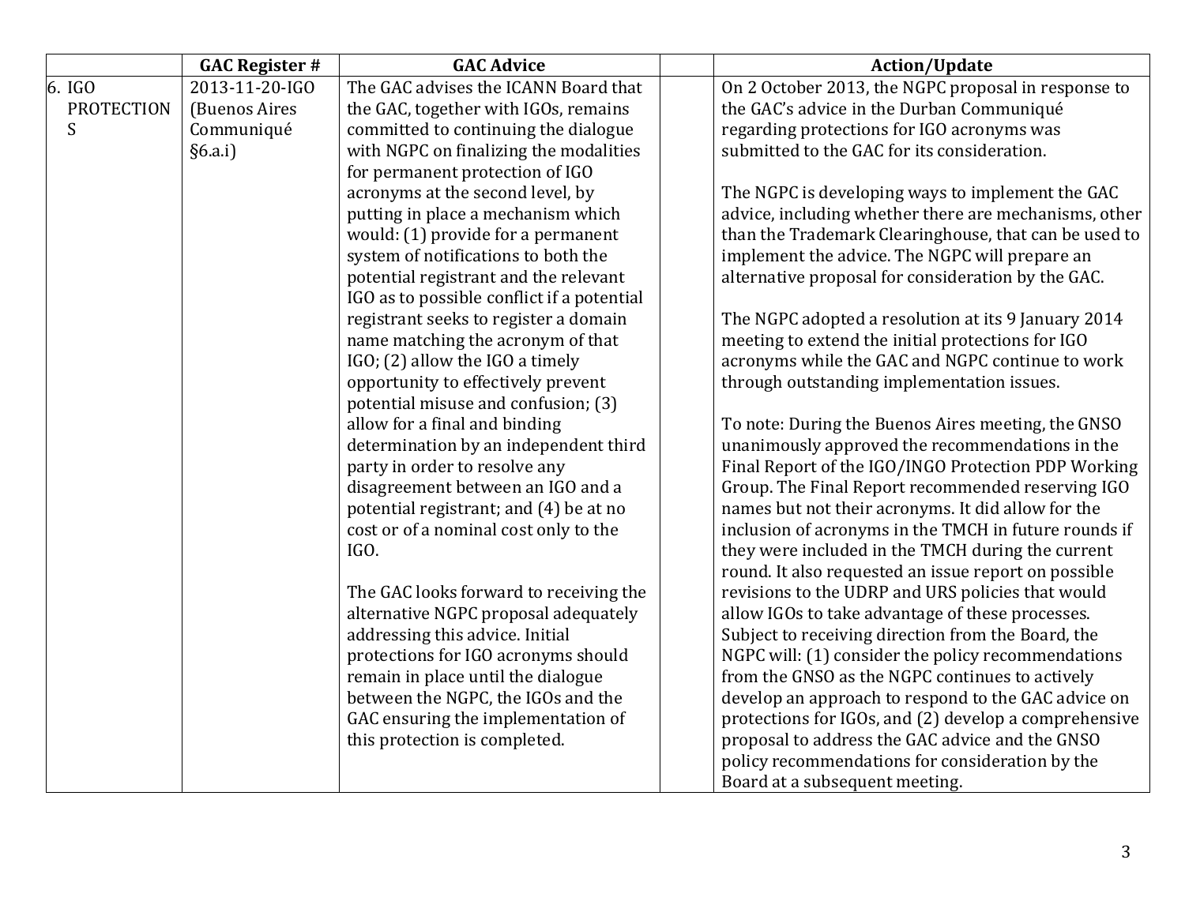| | GAC Register # | GAC Advice | | Action/Update |
|---|---|---|---|---|
| 6. IGO PROTECTIONS | 2013-11-20-IGO (Buenos Aires Communiqué §6.a.i) | The GAC advises the ICANN Board that the GAC, together with IGOs, remains committed to continuing the dialogue with NGPC on finalizing the modalities for permanent protection of IGO acronyms at the second level, by putting in place a mechanism which would: (1) provide for a permanent system of notifications to both the potential registrant and the relevant IGO as to possible conflict if a potential registrant seeks to register a domain name matching the acronym of that IGO; (2) allow the IGO a timely opportunity to effectively prevent potential misuse and confusion; (3) allow for a final and binding determination by an independent third party in order to resolve any disagreement between an IGO and a potential registrant; and (4) be at no cost or of a nominal cost only to the IGO.<br><br>The GAC looks forward to receiving the alternative NGPC proposal adequately addressing this advice. Initial protections for IGO acronyms should remain in place until the dialogue between the NGPC, the IGOs and the GAC ensuring the implementation of this protection is completed. | | On 2 October 2013, the NGPC proposal in response to the GAC's advice in the Durban Communiqué regarding protections for IGO acronyms was submitted to the GAC for its consideration.<br><br>The NGPC is developing ways to implement the GAC advice, including whether there are mechanisms, other than the Trademark Clearinghouse, that can be used to implement the advice. The NGPC will prepare an alternative proposal for consideration by the GAC.<br><br>The NGPC adopted a resolution at its 9 January 2014 meeting to extend the initial protections for IGO acronyms while the GAC and NGPC continue to work through outstanding implementation issues.<br><br>To note: During the Buenos Aires meeting, the GNSO unanimously approved the recommendations in the Final Report of the IGO/INGO Protection PDP Working Group. The Final Report recommended reserving IGO names but not their acronyms. It did allow for the inclusion of acronyms in the TMCH in future rounds if they were included in the TMCH during the current round. It also requested an issue report on possible revisions to the UDRP and URS policies that would allow IGOs to take advantage of these processes. Subject to receiving direction from the Board, the NGPC will: (1) consider the policy recommendations from the GNSO as the NGPC continues to actively develop an approach to respond to the GAC advice on protections for IGOs, and (2) develop a comprehensive proposal to address the GAC advice and the GNSO policy recommendations for consideration by the Board at a subsequent meeting. |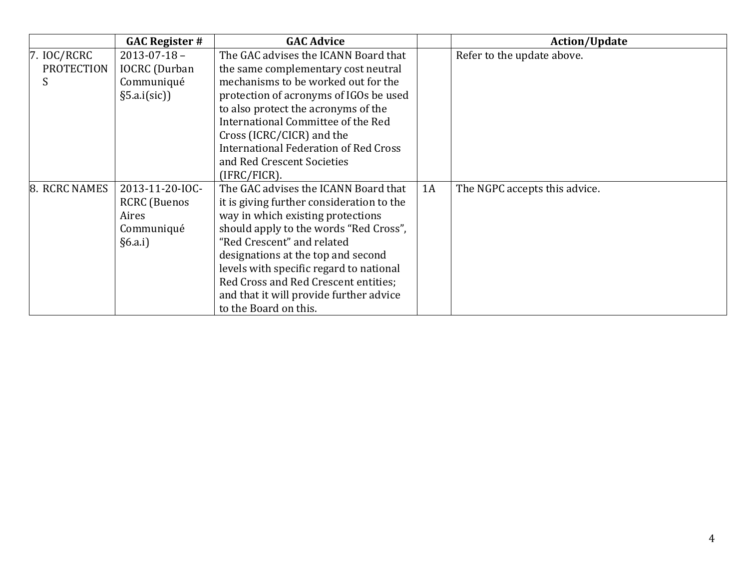| | GAC Register # | GAC Advice | | Action/Update |
|---|---|---|---|---|
| 7. IOC/RCRC PROTECTIONS | 2013-07-18 – IOCRC (Durban Communiqué §5.a.i(sic)) | The GAC advises the ICANN Board that the same complementary cost neutral mechanisms to be worked out for the protection of acronyms of IGOs be used to also protect the acronyms of the International Committee of the Red Cross (ICRC/CICR) and the International Federation of Red Cross and Red Crescent Societies (IFRC/FICR). | | Refer to the update above. |
| 8. RCRC NAMES | 2013-11-20-IOC-RCRC (Buenos Aires Communiqué §6.a.i) | The GAC advises the ICANN Board that it is giving further consideration to the way in which existing protections should apply to the words "Red Cross", "Red Crescent" and related designations at the top and second levels with specific regard to national Red Cross and Red Crescent entities; and that it will provide further advice to the Board on this. | 1A | The NGPC accepts this advice. |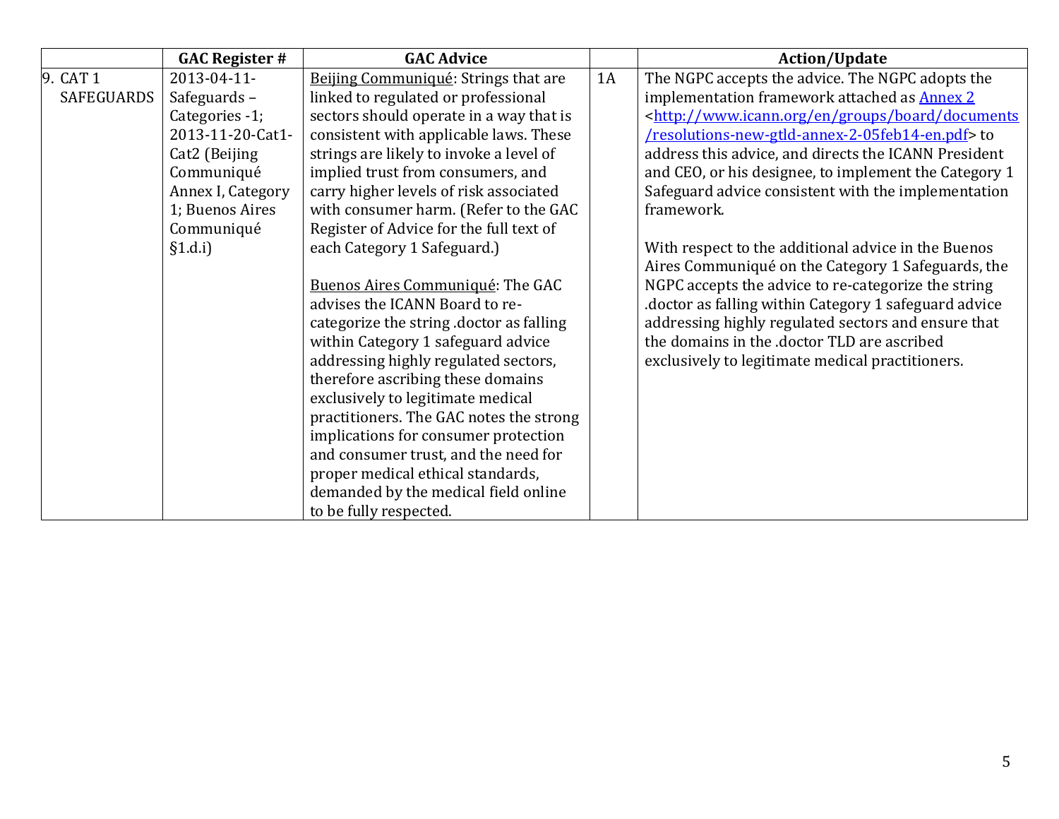| | GAC Register # | GAC Advice | | Action/Update |
|---|---|---|---|---|
| 9. CAT 1 SAFEGUARDS | 2013-04-11-Safeguards – Categories -1; 2013-11-20-Cat1-Cat2 (Beijing Communiqué Annex I, Category 1; Buenos Aires Communiqué §1.d.i) | Beijing Communiqué: Strings that are linked to regulated or professional sectors should operate in a way that is consistent with applicable laws. These strings are likely to invoke a level of implied trust from consumers, and carry higher levels of risk associated with consumer harm. (Refer to the GAC Register of Advice for the full text of each Category 1 Safeguard.)<br><br>Buenos Aires Communiqué: The GAC advises the ICANN Board to re-categorize the string .doctor as falling within Category 1 safeguard advice addressing highly regulated sectors, therefore ascribing these domains exclusively to legitimate medical practitioners. The GAC notes the strong implications for consumer protection and consumer trust, and the need for proper medical ethical standards, demanded by the medical field online to be fully respected. | 1A | The NGPC accepts the advice. The NGPC adopts the implementation framework attached as [Annex 2](http://www.icann.org/en/groups/board/documents/resolutions-new-gtld-annex-2-05feb14-en.pdf) <http://www.icann.org/en/groups/board/documents/resolutions-new-gtld-annex-2-05feb14-en.pdf> to address this advice, and directs the ICANN President and CEO, or his designee, to implement the Category 1 Safeguard advice consistent with the implementation framework.<br><br>With respect to the additional advice in the Buenos Aires Communiqué on the Category 1 Safeguards, the NGPC accepts the advice to re-categorize the string .doctor as falling within Category 1 safeguard advice addressing highly regulated sectors and ensure that the domains in the .doctor TLD are ascribed exclusively to legitimate medical practitioners. |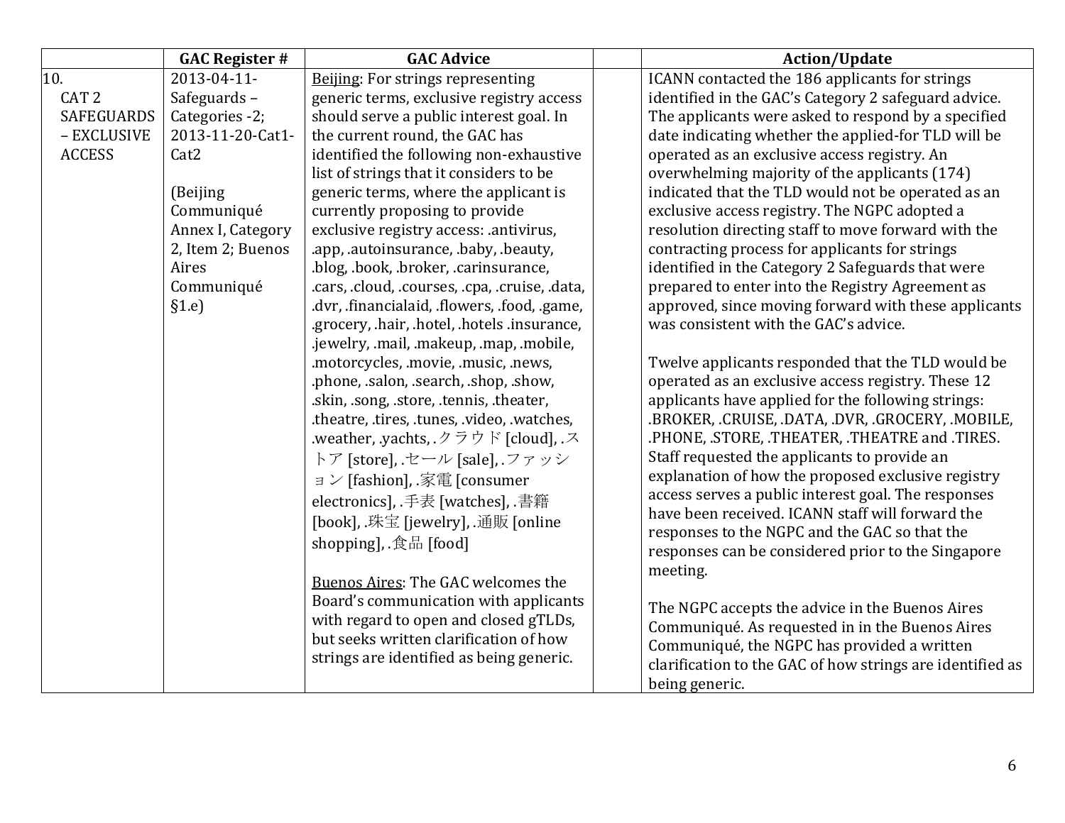| | GAC Register # | GAC Advice | | Action/Update |
|---|---|---|---|---|
| 10. CAT 2 SAFEGUARDS – EXCLUSIVE ACCESS | 2013-04-11-Safeguards – Categories -2; 2013-11-20-Cat1-Cat2<br><br>(Beijing Communiqué Annex I, Category 2, Item 2; Buenos Aires Communiqué §1.e) | Beijing: For strings representing generic terms, exclusive registry access should serve a public interest goal. In the current round, the GAC has identified the following non-exhaustive list of strings that it considers to be generic terms, where the applicant is currently proposing to provide exclusive registry access: .antivirus, .app, .autoinsurance, .baby, .beauty, .blog, .book, .broker, .carinsurance, .cars, .cloud, .courses, .cpa, .cruise, .data, .dvr, .financialaid, .flowers, .food, .game, .grocery, .hair, .hotel, .hotels .insurance, .jewelry, .mail, .makeup, .map, .mobile, .motorcycles, .movie, .music, .news, .phone, .salon, .search, .shop, .show, .skin, .song, .store, .tennis, .theater, .theatre, .tires, .tunes, .video, .watches, .weather, .yachts, .クラウド [cloud], .ストア [store], .セール [sale], .ファッション [fashion], .家電 [consumer electronics], .手表 [watches], .書籍 [book], .珠宝 [jewelry], .通販 [online shopping], .食品 [food]<br><br>Buenos Aires: The GAC welcomes the Board's communication with applicants with regard to open and closed gTLDs, but seeks written clarification of how strings are identified as being generic. | | ICANN contacted the 186 applicants for strings identified in the GAC's Category 2 safeguard advice. The applicants were asked to respond by a specified date indicating whether the applied-for TLD will be operated as an exclusive access registry. An overwhelming majority of the applicants (174) indicated that the TLD would not be operated as an exclusive access registry. The NGPC adopted a resolution directing staff to move forward with the contracting process for applicants for strings identified in the Category 2 Safeguards that were prepared to enter into the Registry Agreement as approved, since moving forward with these applicants was consistent with the GAC's advice.<br><br>Twelve applicants responded that the TLD would be operated as an exclusive access registry. These 12 applicants have applied for the following strings: .BROKER, .CRUISE, .DATA, .DVR, .GROCERY, .MOBILE, .PHONE, .STORE, .THEATER, .THEATRE and .TIRES. Staff requested the applicants to provide an explanation of how the proposed exclusive registry access serves a public interest goal. The responses have been received. ICANN staff will forward the responses to the NGPC and the GAC so that the responses can be considered prior to the Singapore meeting.<br><br>The NGPC accepts the advice in the Buenos Aires Communiqué. As requested in in the Buenos Aires Communiqué, the NGPC has provided a written clarification to the GAC of how strings are identified as being generic. |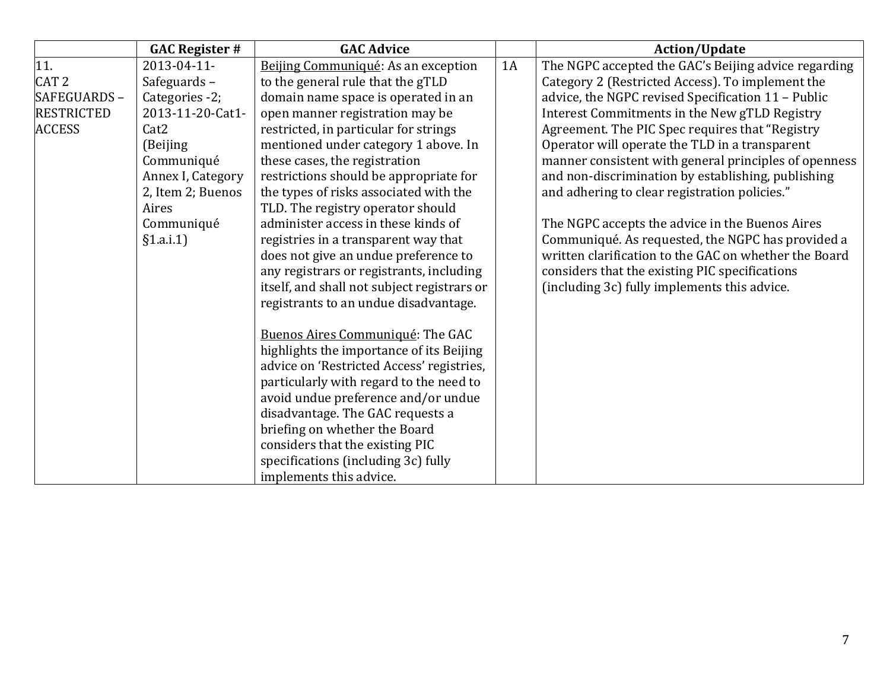| | GAC Register # | GAC Advice | | Action/Update |
|---|---|---|---|---|
| 11. CAT 2 SAFEGUARDS – RESTRICTED ACCESS | 2013-04-11-Safeguards – Categories -2; 2013-11-20-Cat1-Cat2 (Beijing Communiqué Annex I, Category 2, Item 2; Buenos Aires Communiqué §1.a.i.1) | Beijing Communiqué: As an exception to the general rule that the gTLD domain name space is operated in an open manner registration may be restricted, in particular for strings mentioned under category 1 above. In these cases, the registration restrictions should be appropriate for the types of risks associated with the TLD. The registry operator should administer access in these kinds of registries in a transparent way that does not give an undue preference to any registrars or registrants, including itself, and shall not subject registrars or registrants to an undue disadvantage.<br><br>Buenos Aires Communiqué: The GAC highlights the importance of its Beijing advice on 'Restricted Access' registries, particularly with regard to the need to avoid undue preference and/or undue disadvantage. The GAC requests a briefing on whether the Board considers that the existing PIC specifications (including 3c) fully implements this advice. | 1A | The NGPC accepted the GAC's Beijing advice regarding Category 2 (Restricted Access). To implement the advice, the NGPC revised Specification 11 – Public Interest Commitments in the New gTLD Registry Agreement. The PIC Spec requires that "Registry Operator will operate the TLD in a transparent manner consistent with general principles of openness and non-discrimination by establishing, publishing and adhering to clear registration policies."<br><br>The NGPC accepts the advice in the Buenos Aires Communiqué. As requested, the NGPC has provided a written clarification to the GAC on whether the Board considers that the existing PIC specifications (including 3c) fully implements this advice. |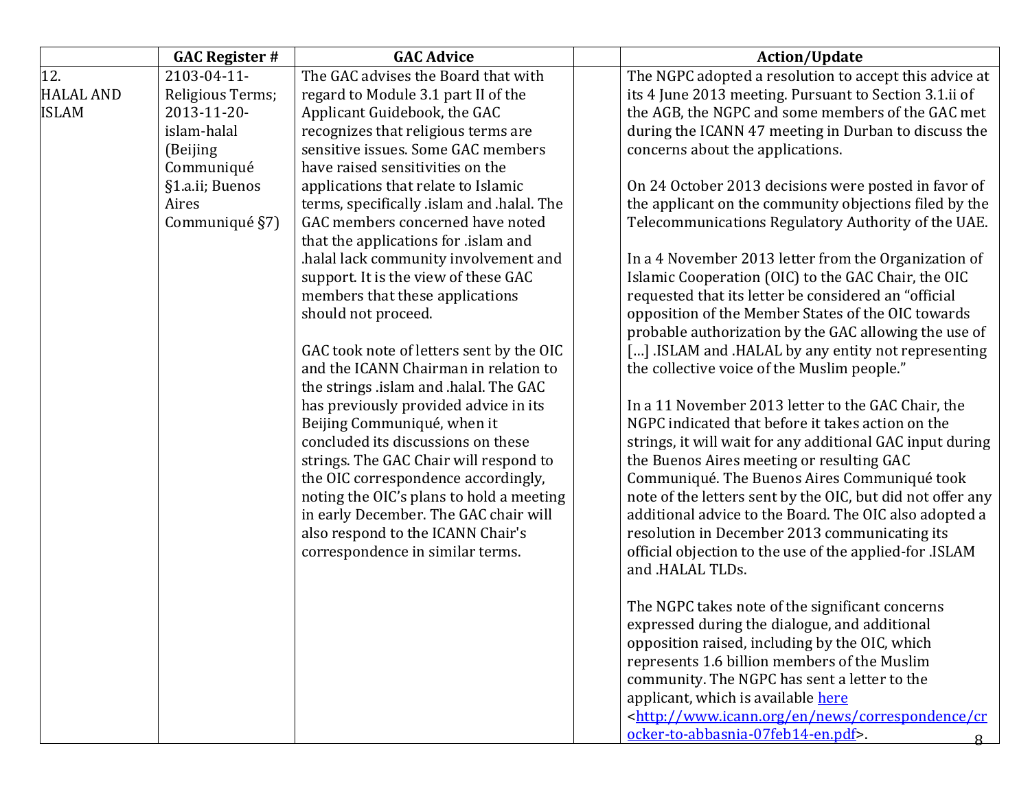| | GAC Register # | GAC Advice | | Action/Update |
|---|---|---|---|---|
| 12. HALAL AND ISLAM | 2103-04-11-Religious Terms; 2013-11-20-islam-halal (Beijing Communiqué §1.a.ii; Buenos Aires Communiqué §7) | The GAC advises the Board that with regard to Module 3.1 part II of the Applicant Guidebook, the GAC recognizes that religious terms are sensitive issues. Some GAC members have raised sensitivities on the applications that relate to Islamic terms, specifically .islam and .halal. The GAC members concerned have noted that the applications for .islam and .halal lack community involvement and support. It is the view of these GAC members that these applications should not proceed.<br><br>GAC took note of letters sent by the OIC and the ICANN Chairman in relation to the strings .islam and .halal. The GAC has previously provided advice in its Beijing Communiqué, when it concluded its discussions on these strings. The GAC Chair will respond to the OIC correspondence accordingly, noting the OIC's plans to hold a meeting in early December. The GAC chair will also respond to the ICANN Chair's correspondence in similar terms. | | The NGPC adopted a resolution to accept this advice at its 4 June 2013 meeting. Pursuant to Section 3.1.ii of the AGB, the NGPC and some members of the GAC met during the ICANN 47 meeting in Durban to discuss the concerns about the applications.<br><br>On 24 October 2013 decisions were posted in favor of the applicant on the community objections filed by the Telecommunications Regulatory Authority of the UAE.<br><br>In a 4 November 2013 letter from the Organization of Islamic Cooperation (OIC) to the GAC Chair, the OIC requested that its letter be considered an "official opposition of the Member States of the OIC towards probable authorization by the GAC allowing the use of […] .ISLAM and .HALAL by any entity not representing the collective voice of the Muslim people."<br><br>In a 11 November 2013 letter to the GAC Chair, the NGPC indicated that before it takes action on the strings, it will wait for any additional GAC input during the Buenos Aires meeting or resulting GAC Communiqué. The Buenos Aires Communiqué took note of the letters sent by the OIC, but did not offer any additional advice to the Board. The OIC also adopted a resolution in December 2013 communicating its official objection to the use of the applied-for .ISLAM and .HALAL TLDs.<br><br>The NGPC takes note of the significant concerns expressed during the dialogue, and additional opposition raised, including by the OIC, which represents 1.6 billion members of the Muslim community. The NGPC has sent a letter to the applicant, which is available [here](http://www.icann.org/en/news/correspondence/crocker-to-abbasnia-07feb14-en.pdf) <http://www.icann.org/en/news/correspondence/crocker-to-abbasnia-07feb14-en.pdf>. |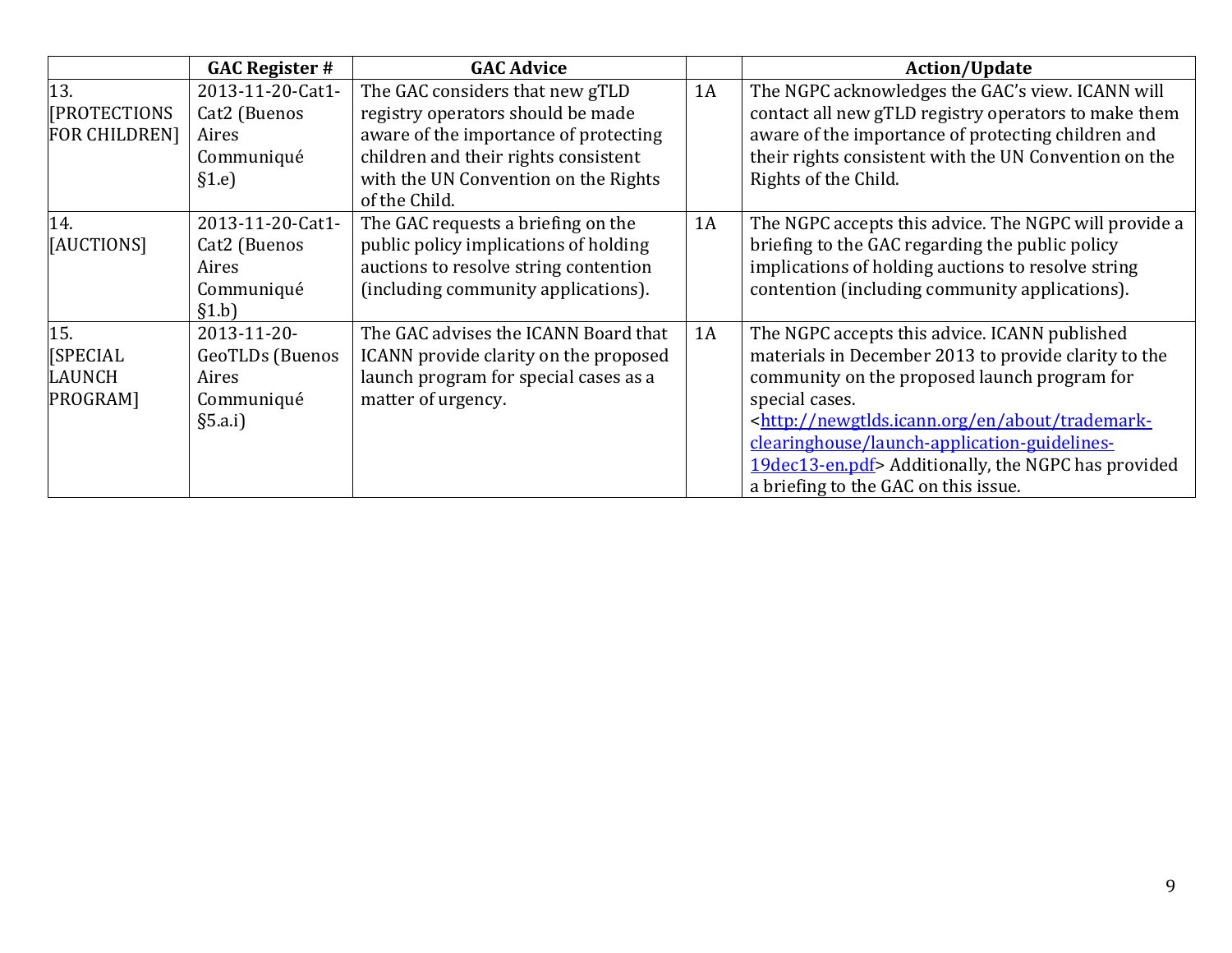| | GAC Register # | GAC Advice | | Action/Update |
|---|---|---|---|---|
| 13. [PROTECTIONS FOR CHILDREN] | 2013-11-20-Cat1-Cat2 (Buenos Aires Communiqué §1.e) | The GAC considers that new gTLD registry operators should be made aware of the importance of protecting children and their rights consistent with the UN Convention on the Rights of the Child. | 1A | The NGPC acknowledges the GAC's view. ICANN will contact all new gTLD registry operators to make them aware of the importance of protecting children and their rights consistent with the UN Convention on the Rights of the Child. |
| 14. [AUCTIONS] | 2013-11-20-Cat1-Cat2 (Buenos Aires Communiqué §1.b) | The GAC requests a briefing on the public policy implications of holding auctions to resolve string contention (including community applications). | 1A | The NGPC accepts this advice. The NGPC will provide a briefing to the GAC regarding the public policy implications of holding auctions to resolve string contention (including community applications). |
| 15. [SPECIAL LAUNCH PROGRAM] | 2013-11-20-GeoTLDs (Buenos Aires Communiqué §5.a.i) | The GAC advises the ICANN Board that ICANN provide clarity on the proposed launch program for special cases as a matter of urgency. | 1A | The NGPC accepts this advice. ICANN published materials in December 2013 to provide clarity to the community on the proposed launch program for special cases. <http://newgtlds.icann.org/en/about/trademark-clearinghouse/launch-application-guidelines-19dec13-en.pdf> Additionally, the NGPC has provided a briefing to the GAC on this issue. |